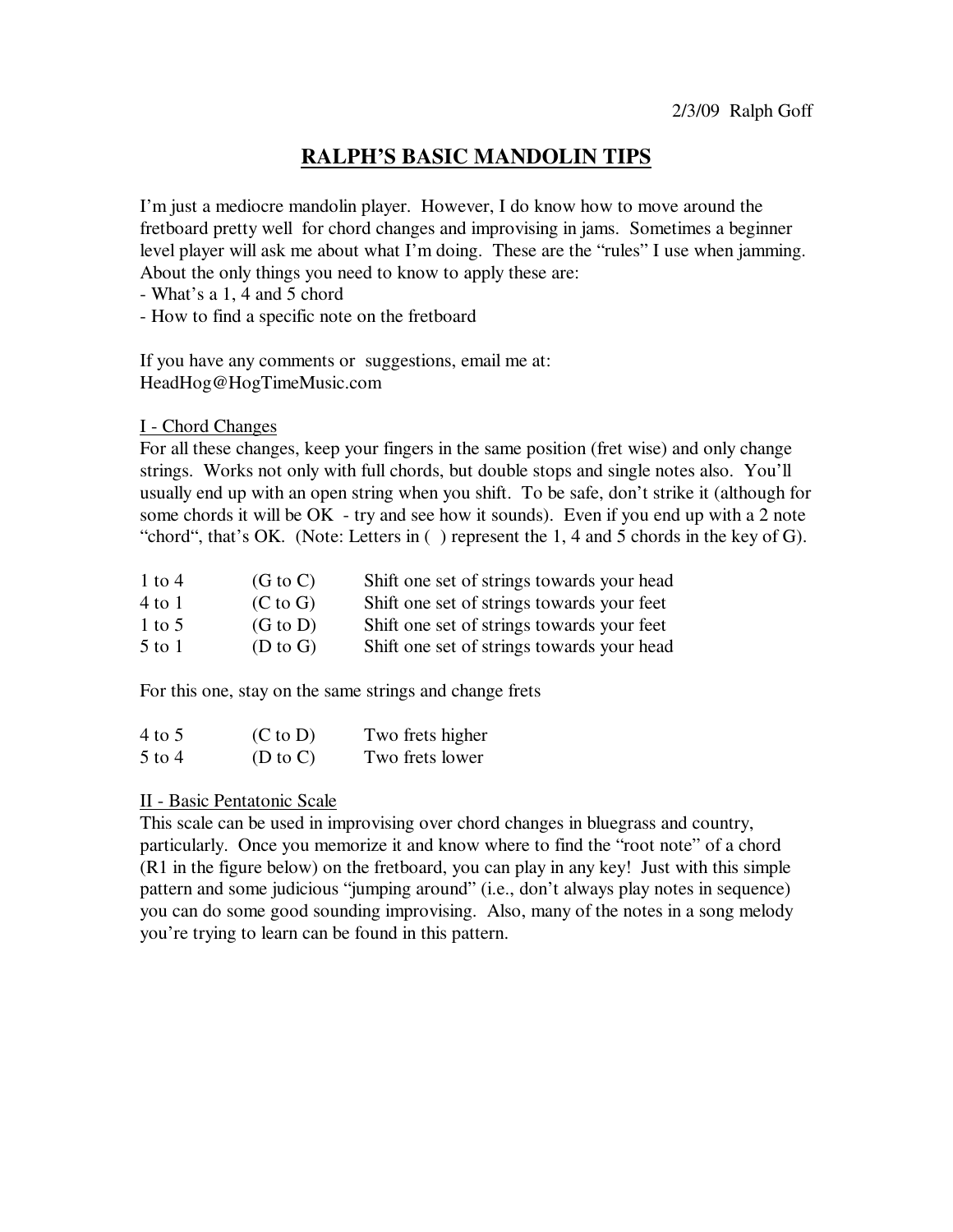2/3/09 Ralph Goff

# RALPH'S BASIC MANDOLIN TIPS

I'm just a mediocre mandolin player. However, I do know how to move around the fretboard pretty well for chord changes and improvising in jams. Sometimes a beginner level player will ask me about what I'm doing. These are the "rules" I use when jamming. About the only things you need to know to apply these are:

- What's a 1, 4 and 5 chord
- How to find a specific note on the fretboard

If you have any comments or suggestions, email me at: HeadHog@HogTimeMusic.com

## I - Chord Changes

For all these changes, keep your fingers in the same position (fret wise) and only change strings. Works not only with full chords, but double stops and single notes also. You'll usually end up with an open string when you shift. To be safe, don't strike it (although for some chords it will be OK - try and see how it sounds). Even if you end up with a 2 note "chord", that's OK. (Note: Letters in ( ) represent the 1, 4 and 5 chords in the key of G).

| | | |
|---|---|---|
| 1 to 4 | (G to C) | Shift one set of strings towards your head |
| 4 to 1 | (C to G) | Shift one set of strings towards your feet |
| 1 to 5 | (G to D) | Shift one set of strings towards your feet |
| 5 to 1 | (D to G) | Shift one set of strings towards your head |

For this one, stay on the same strings and change frets

| | | |
|---|---|---|
| 4 to 5 | (C to D) | Two frets higher |
| 5 to 4 | (D to C) | Two frets lower |

## II - Basic Pentatonic Scale

This scale can be used in improvising over chord changes in bluegrass and country, particularly. Once you memorize it and know where to find the "root note" of a chord (R1 in the figure below) on the fretboard, you can play in any key! Just with this simple pattern and some judicious "jumping around" (i.e., don't always play notes in sequence) you can do some good sounding improvising. Also, many of the notes in a song melody you're trying to learn can be found in this pattern.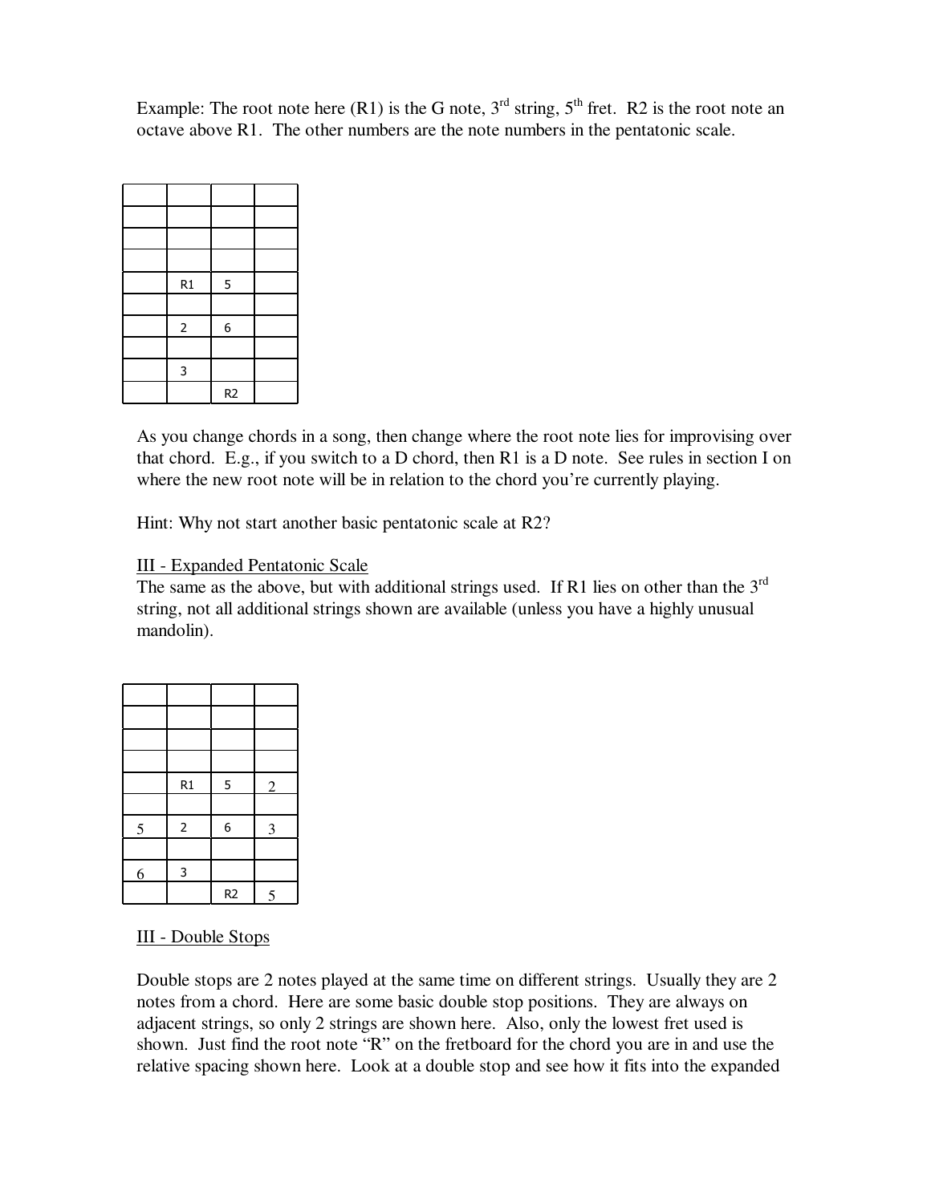Example: The root note here (R1) is the G note, 3rd string, 5th fret. R2 is the root note an octave above R1. The other numbers are the note numbers in the pentatonic scale.

| | | | |
|---|---|---|---|
| | | | |
| | | | |
| | | | |
| | R1 | 5 | |
| | | | |
| | 2 | 6 | |
| | | | |
| | 3 | | |
| | | R2 | |

As you change chords in a song, then change where the root note lies for improvising over that chord. E.g., if you switch to a D chord, then R1 is a D note. See rules in section I on where the new root note will be in relation to the chord you're currently playing.

Hint: Why not start another basic pentatonic scale at R2?

III - Expanded Pentatonic Scale

The same as the above, but with additional strings used. If R1 lies on other than the 3rd string, not all additional strings shown are available (unless you have a highly unusual mandolin).

| | | | |
|---|---|---|---|
| | | | |
| | | | |
| | | | |
| | R1 | 5 | 2 |
| | | | |
| 5 | 2 | 6 | 3 |
| | | | |
| 6 | 3 | | |
| | | R2 | 5 |

III - Double Stops

Double stops are 2 notes played at the same time on different strings. Usually they are 2 notes from a chord. Here are some basic double stop positions. They are always on adjacent strings, so only 2 strings are shown here. Also, only the lowest fret used is shown. Just find the root note "R" on the fretboard for the chord you are in and use the relative spacing shown here. Look at a double stop and see how it fits into the expanded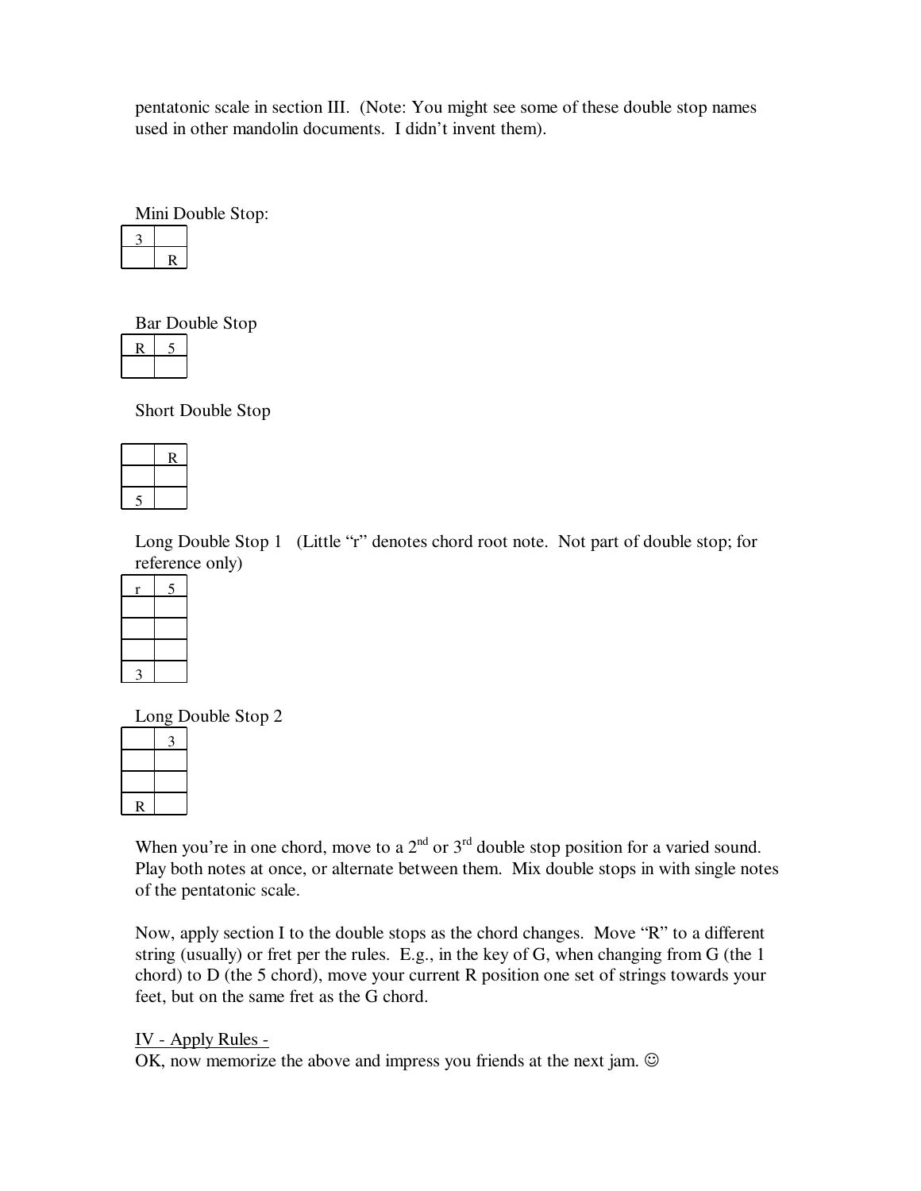pentatonic scale in section III. (Note: You might see some of these double stop names used in other mandolin documents. I didn't invent them).

Mini Double Stop:

| | |
|---|---|
| 3 | |
| | R |

Bar Double Stop

| | |
|---|---|
| R | 5 |
| | |

Short Double Stop

| | |
|---|---|
| | R |
| | |
| 5 | |

Long Double Stop 1 (Little "r" denotes chord root note. Not part of double stop; for reference only)

| | |
|---|---|
| r | 5 |
| | |
| | |
| | |
| 3 | |

Long Double Stop 2

| | |
|---|---|
| | 3 |
| | |
| | |
| R | |

When you're in one chord, move to a 2nd or 3rd double stop position for a varied sound. Play both notes at once, or alternate between them. Mix double stops in with single notes of the pentatonic scale.

Now, apply section I to the double stops as the chord changes. Move "R" to a different string (usually) or fret per the rules. E.g., in the key of G, when changing from G (the 1 chord) to D (the 5 chord), move your current R position one set of strings towards your feet, but on the same fret as the G chord.

<u>IV - Apply Rules -</u>

OK, now memorize the above and impress you friends at the next jam. ☺